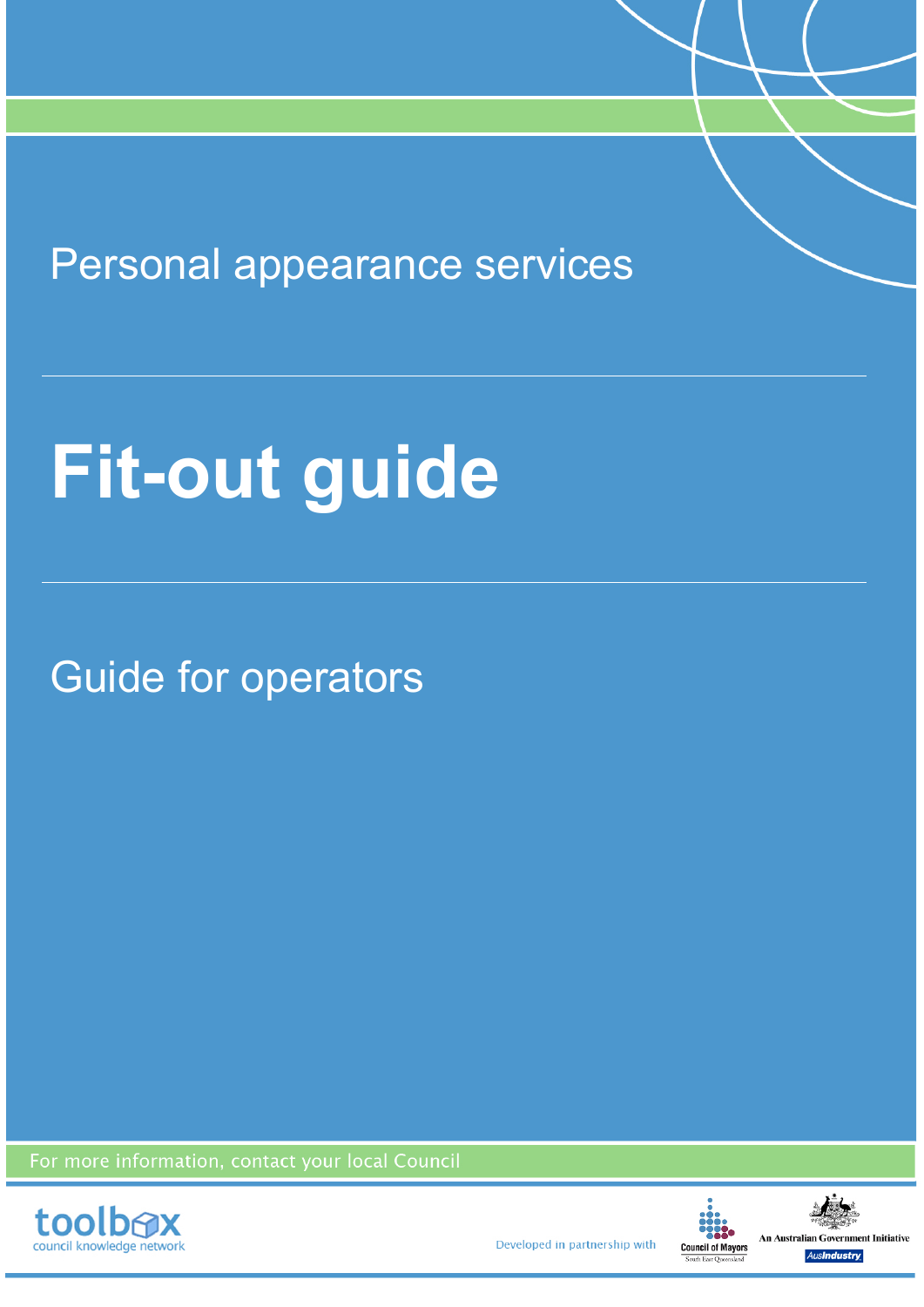Personal appearance services

# Fit-out guide

## Guide for operators

For more information, contact your local Council

toolbox
council knowledge network

Developed in partnership with

Council of Mayors
South East Queensland

An Australian Government Initiative
AusIndustry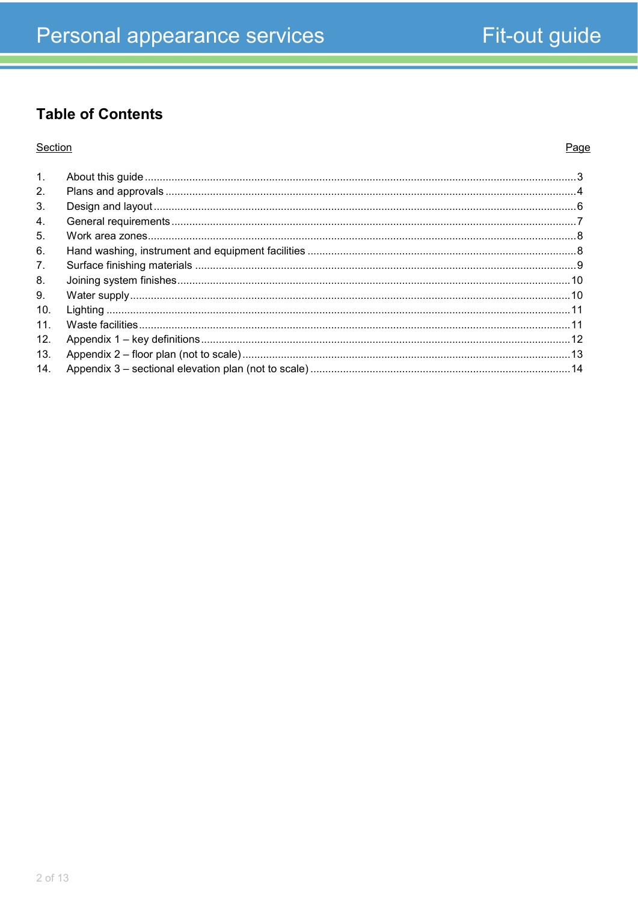## Table of Contents

| Section | | Page |
|---|---|---|
| 1. | About this guide | 3 |
| 2. | Plans and approvals | 4 |
| 3. | Design and layout | 6 |
| 4. | General requirements | 7 |
| 5. | Work area zones | 8 |
| 6. | Hand washing, instrument and equipment facilities | 8 |
| 7. | Surface finishing materials | 9 |
| 8. | Joining system finishes | 10 |
| 9. | Water supply | 10 |
| 10. | Lighting | 11 |
| 11. | Waste facilities | 11 |
| 12. | Appendix 1 – key definitions | 12 |
| 13. | Appendix 2 – floor plan (not to scale) | 13 |
| 14. | Appendix 3 – sectional elevation plan (not to scale) | 14 |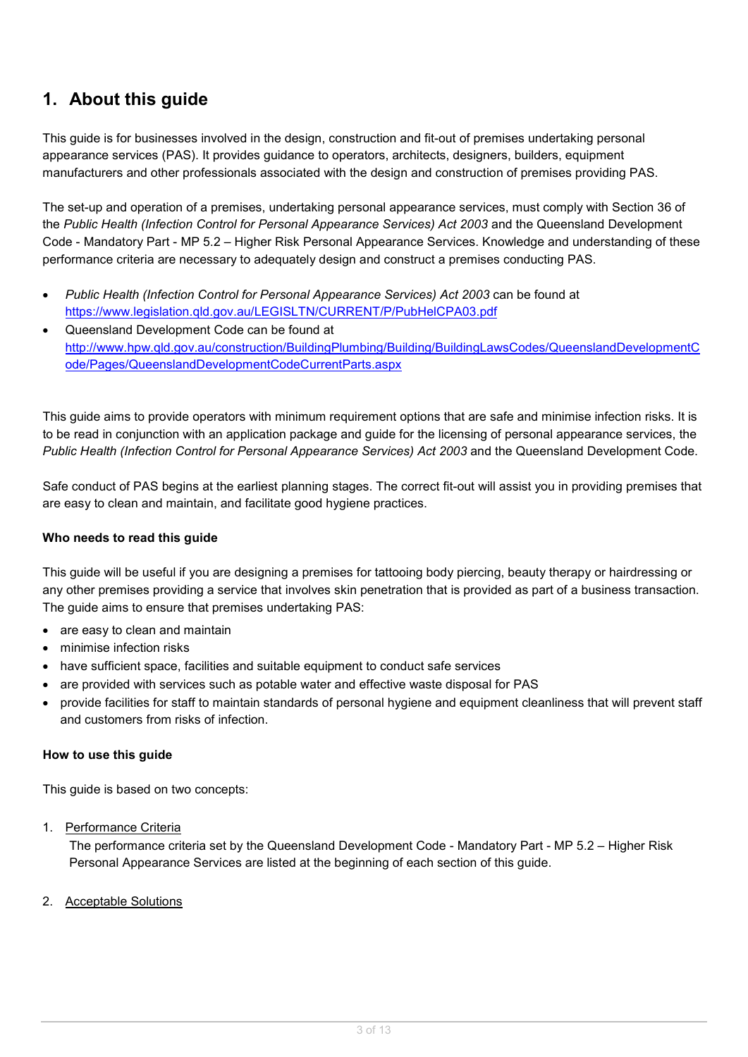## 1. About this guide

This guide is for businesses involved in the design, construction and fit-out of premises undertaking personal appearance services (PAS). It provides guidance to operators, architects, designers, builders, equipment manufacturers and other professionals associated with the design and construction of premises providing PAS.

The set-up and operation of a premises, undertaking personal appearance services, must comply with Section 36 of the *Public Health (Infection Control for Personal Appearance Services) Act 2003* and the Queensland Development Code - Mandatory Part - MP 5.2 – Higher Risk Personal Appearance Services. Knowledge and understanding of these performance criteria are necessary to adequately design and construct a premises conducting PAS.

- *Public Health (Infection Control for Personal Appearance Services) Act 2003* can be found at https://www.legislation.qld.gov.au/LEGISLTN/CURRENT/P/PubHelCPA03.pdf
- Queensland Development Code can be found at http://www.hpw.qld.gov.au/construction/BuildingPlumbing/Building/BuildingLawsCodes/QueenslandDevelopmentCode/Pages/QueenslandDevelopmentCodeCurrentParts.aspx

This guide aims to provide operators with minimum requirement options that are safe and minimise infection risks. It is to be read in conjunction with an application package and guide for the licensing of personal appearance services, the *Public Health (Infection Control for Personal Appearance Services) Act 2003* and the Queensland Development Code.

Safe conduct of PAS begins at the earliest planning stages. The correct fit-out will assist you in providing premises that are easy to clean and maintain, and facilitate good hygiene practices.

**Who needs to read this guide**

This guide will be useful if you are designing a premises for tattooing body piercing, beauty therapy or hairdressing or any other premises providing a service that involves skin penetration that is provided as part of a business transaction. The guide aims to ensure that premises undertaking PAS:

- are easy to clean and maintain
- minimise infection risks
- have sufficient space, facilities and suitable equipment to conduct safe services
- are provided with services such as potable water and effective waste disposal for PAS
- provide facilities for staff to maintain standards of personal hygiene and equipment cleanliness that will prevent staff and customers from risks of infection.

**How to use this guide**

This guide is based on two concepts:

1. Performance Criteria
   The performance criteria set by the Queensland Development Code - Mandatory Part - MP 5.2 – Higher Risk Personal Appearance Services are listed at the beginning of each section of this guide.

2. Acceptable Solutions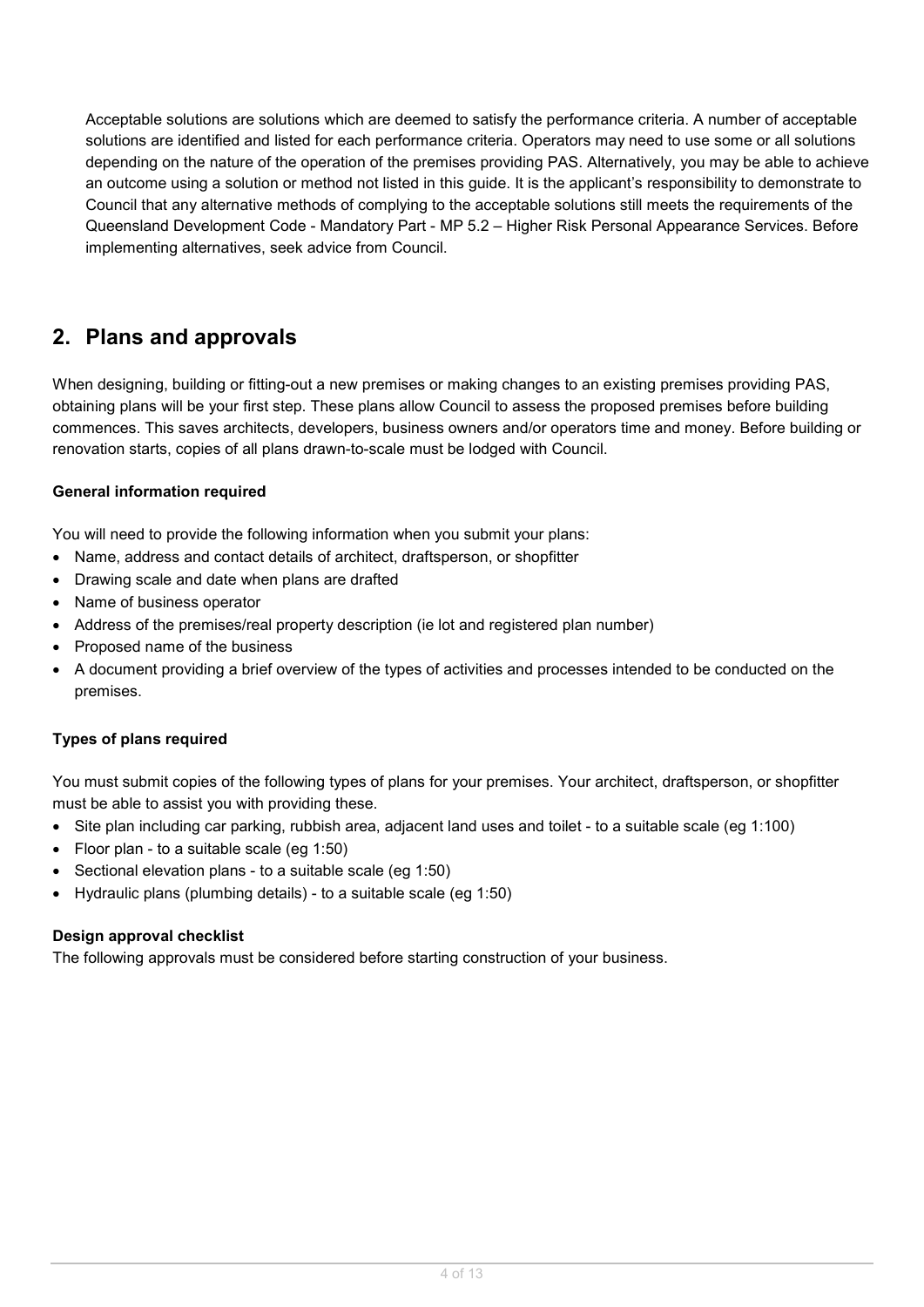Acceptable solutions are solutions which are deemed to satisfy the performance criteria. A number of acceptable solutions are identified and listed for each performance criteria. Operators may need to use some or all solutions depending on the nature of the operation of the premises providing PAS. Alternatively, you may be able to achieve an outcome using a solution or method not listed in this guide. It is the applicant's responsibility to demonstrate to Council that any alternative methods of complying to the acceptable solutions still meets the requirements of the Queensland Development Code - Mandatory Part - MP 5.2 – Higher Risk Personal Appearance Services. Before implementing alternatives, seek advice from Council.

## 2. Plans and approvals

When designing, building or fitting-out a new premises or making changes to an existing premises providing PAS, obtaining plans will be your first step. These plans allow Council to assess the proposed premises before building commences. This saves architects, developers, business owners and/or operators time and money. Before building or renovation starts, copies of all plans drawn-to-scale must be lodged with Council.

**General information required**

You will need to provide the following information when you submit your plans:

- Name, address and contact details of architect, draftsperson, or shopfitter
- Drawing scale and date when plans are drafted
- Name of business operator
- Address of the premises/real property description (ie lot and registered plan number)
- Proposed name of the business
- A document providing a brief overview of the types of activities and processes intended to be conducted on the premises.

**Types of plans required**

You must submit copies of the following types of plans for your premises. Your architect, draftsperson, or shopfitter must be able to assist you with providing these.

- Site plan including car parking, rubbish area, adjacent land uses and toilet - to a suitable scale (eg 1:100)
- Floor plan - to a suitable scale (eg 1:50)
- Sectional elevation plans - to a suitable scale (eg 1:50)
- Hydraulic plans (plumbing details) - to a suitable scale (eg 1:50)

**Design approval checklist**

The following approvals must be considered before starting construction of your business.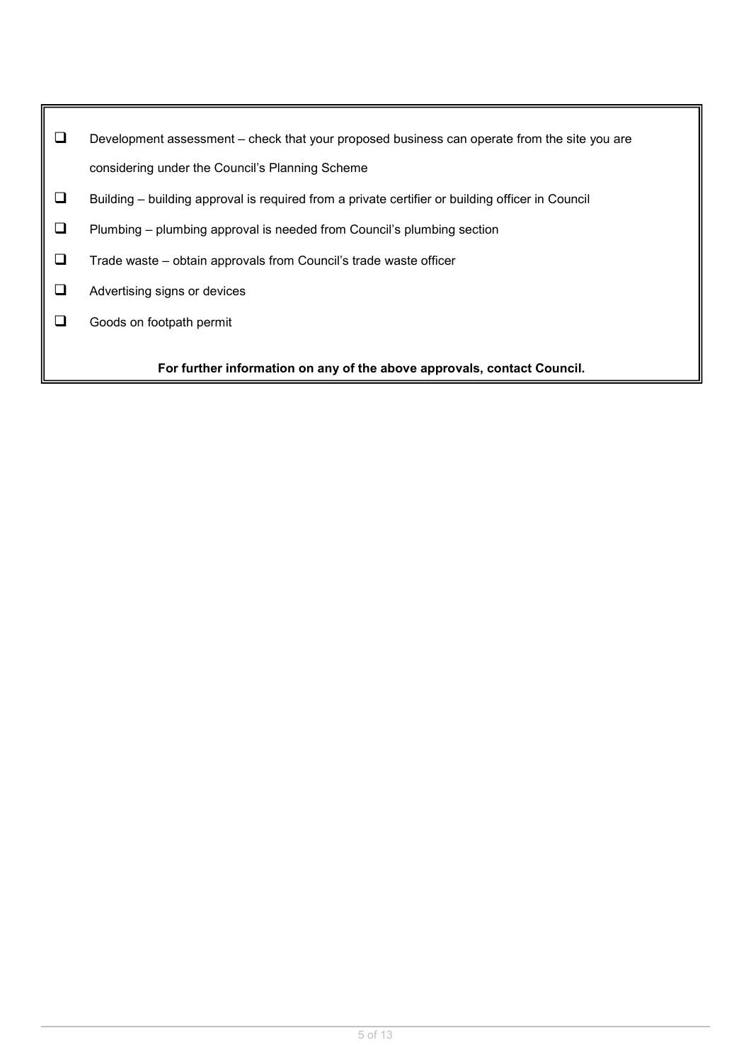- [ ] Development assessment – check that your proposed business can operate from the site you are considering under the Council's Planning Scheme
- [ ] Building – building approval is required from a private certifier or building officer in Council
- [ ] Plumbing – plumbing approval is needed from Council's plumbing section
- [ ] Trade waste – obtain approvals from Council's trade waste officer
- [ ] Advertising signs or devices
- [ ] Goods on footpath permit

**For further information on any of the above approvals, contact Council.**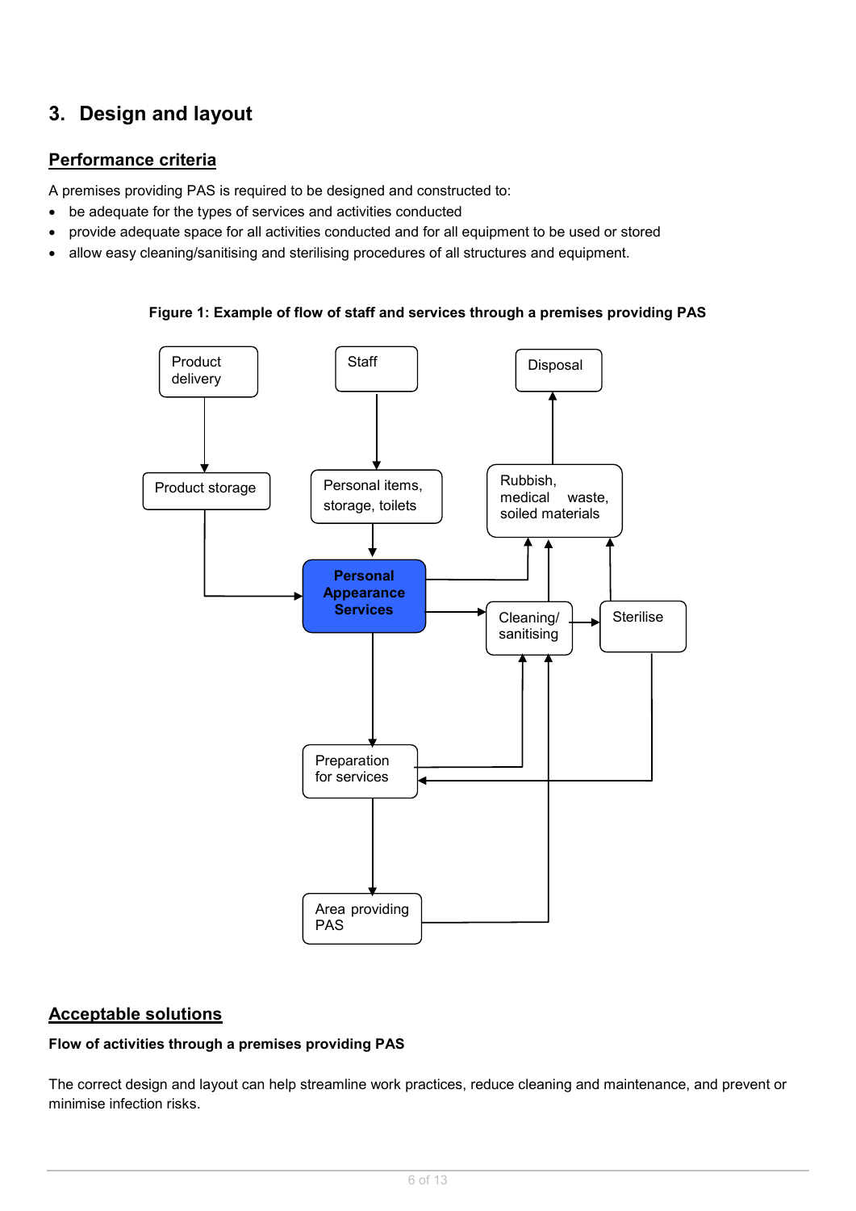## 3. Design and layout

### Performance criteria

A premises providing PAS is required to be designed and constructed to:

- be adequate for the types of services and activities conducted
- provide adequate space for all activities conducted and for all equipment to be used or stored
- allow easy cleaning/sanitising and sterilising procedures of all structures and equipment.

**Figure 1: Example of flow of staff and services through a premises providing PAS**

Product delivery

Staff

Disposal

Product storage

Personal items, storage, toilets

Rubbish, medical waste, soiled materials

Personal Appearance Services

Cleaning/ sanitising

Sterilise

Preparation for services

Area providing PAS

### Acceptable solutions

**Flow of activities through a premises providing PAS**

The correct design and layout can help streamline work practices, reduce cleaning and maintenance, and prevent or minimise infection risks.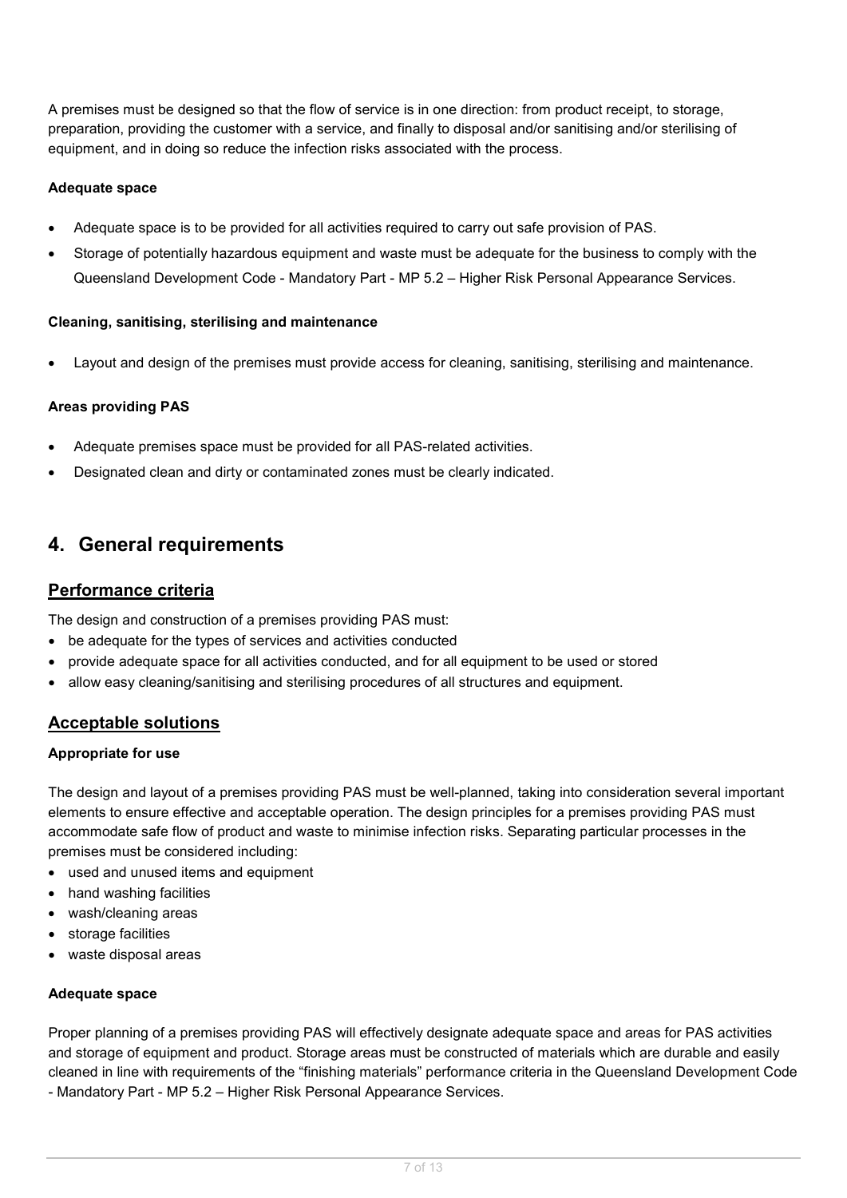A premises must be designed so that the flow of service is in one direction: from product receipt, to storage, preparation, providing the customer with a service, and finally to disposal and/or sanitising and/or sterilising of equipment, and in doing so reduce the infection risks associated with the process.

**Adequate space**

- Adequate space is to be provided for all activities required to carry out safe provision of PAS.
- Storage of potentially hazardous equipment and waste must be adequate for the business to comply with the Queensland Development Code - Mandatory Part - MP 5.2 – Higher Risk Personal Appearance Services.

**Cleaning, sanitising, sterilising and maintenance**

- Layout and design of the premises must provide access for cleaning, sanitising, sterilising and maintenance.

**Areas providing PAS**

- Adequate premises space must be provided for all PAS-related activities.
- Designated clean and dirty or contaminated zones must be clearly indicated.

## 4. General requirements

### Performance criteria

The design and construction of a premises providing PAS must:

- be adequate for the types of services and activities conducted
- provide adequate space for all activities conducted, and for all equipment to be used or stored
- allow easy cleaning/sanitising and sterilising procedures of all structures and equipment.

### Acceptable solutions

**Appropriate for use**

The design and layout of a premises providing PAS must be well-planned, taking into consideration several important elements to ensure effective and acceptable operation. The design principles for a premises providing PAS must accommodate safe flow of product and waste to minimise infection risks. Separating particular processes in the premises must be considered including:

- used and unused items and equipment
- hand washing facilities
- wash/cleaning areas
- storage facilities
- waste disposal areas

**Adequate space**

Proper planning of a premises providing PAS will effectively designate adequate space and areas for PAS activities and storage of equipment and product. Storage areas must be constructed of materials which are durable and easily cleaned in line with requirements of the "finishing materials" performance criteria in the Queensland Development Code - Mandatory Part - MP 5.2 – Higher Risk Personal Appearance Services.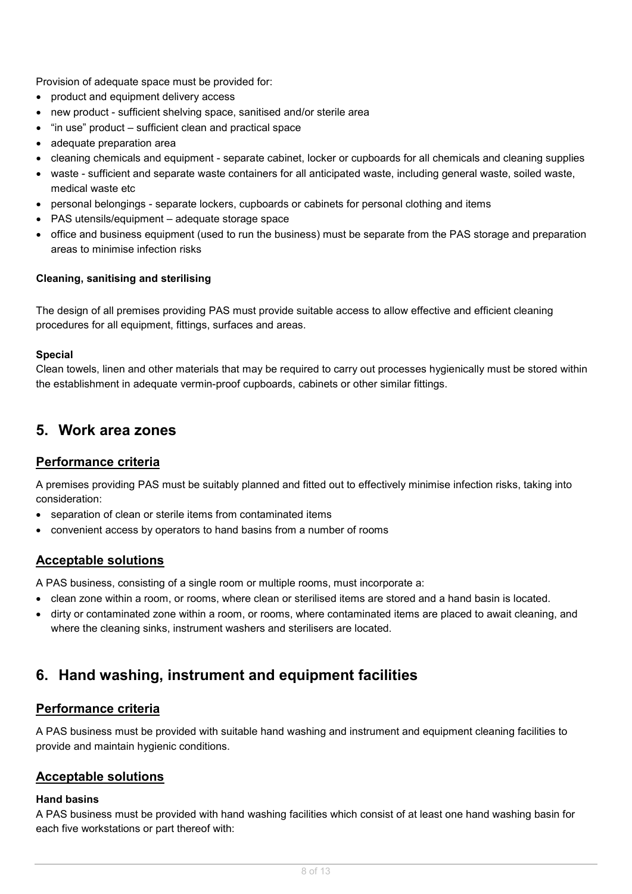Provision of adequate space must be provided for:

- product and equipment delivery access
- new product - sufficient shelving space, sanitised and/or sterile area
- "in use" product – sufficient clean and practical space
- adequate preparation area
- cleaning chemicals and equipment - separate cabinet, locker or cupboards for all chemicals and cleaning supplies
- waste - sufficient and separate waste containers for all anticipated waste, including general waste, soiled waste, medical waste etc
- personal belongings - separate lockers, cupboards or cabinets for personal clothing and items
- PAS utensils/equipment – adequate storage space
- office and business equipment (used to run the business) must be separate from the PAS storage and preparation areas to minimise infection risks

**Cleaning, sanitising and sterilising**

The design of all premises providing PAS must provide suitable access to allow effective and efficient cleaning procedures for all equipment, fittings, surfaces and areas.

**Special**

Clean towels, linen and other materials that may be required to carry out processes hygienically must be stored within the establishment in adequate vermin-proof cupboards, cabinets or other similar fittings.

## 5. Work area zones

### Performance criteria

A premises providing PAS must be suitably planned and fitted out to effectively minimise infection risks, taking into consideration:

- separation of clean or sterile items from contaminated items
- convenient access by operators to hand basins from a number of rooms

### Acceptable solutions

A PAS business, consisting of a single room or multiple rooms, must incorporate a:

- clean zone within a room, or rooms, where clean or sterilised items are stored and a hand basin is located.
- dirty or contaminated zone within a room, or rooms, where contaminated items are placed to await cleaning, and where the cleaning sinks, instrument washers and sterilisers are located.

## 6. Hand washing, instrument and equipment facilities

### Performance criteria

A PAS business must be provided with suitable hand washing and instrument and equipment cleaning facilities to provide and maintain hygienic conditions.

### Acceptable solutions

**Hand basins**

A PAS business must be provided with hand washing facilities which consist of at least one hand washing basin for each five workstations or part thereof with: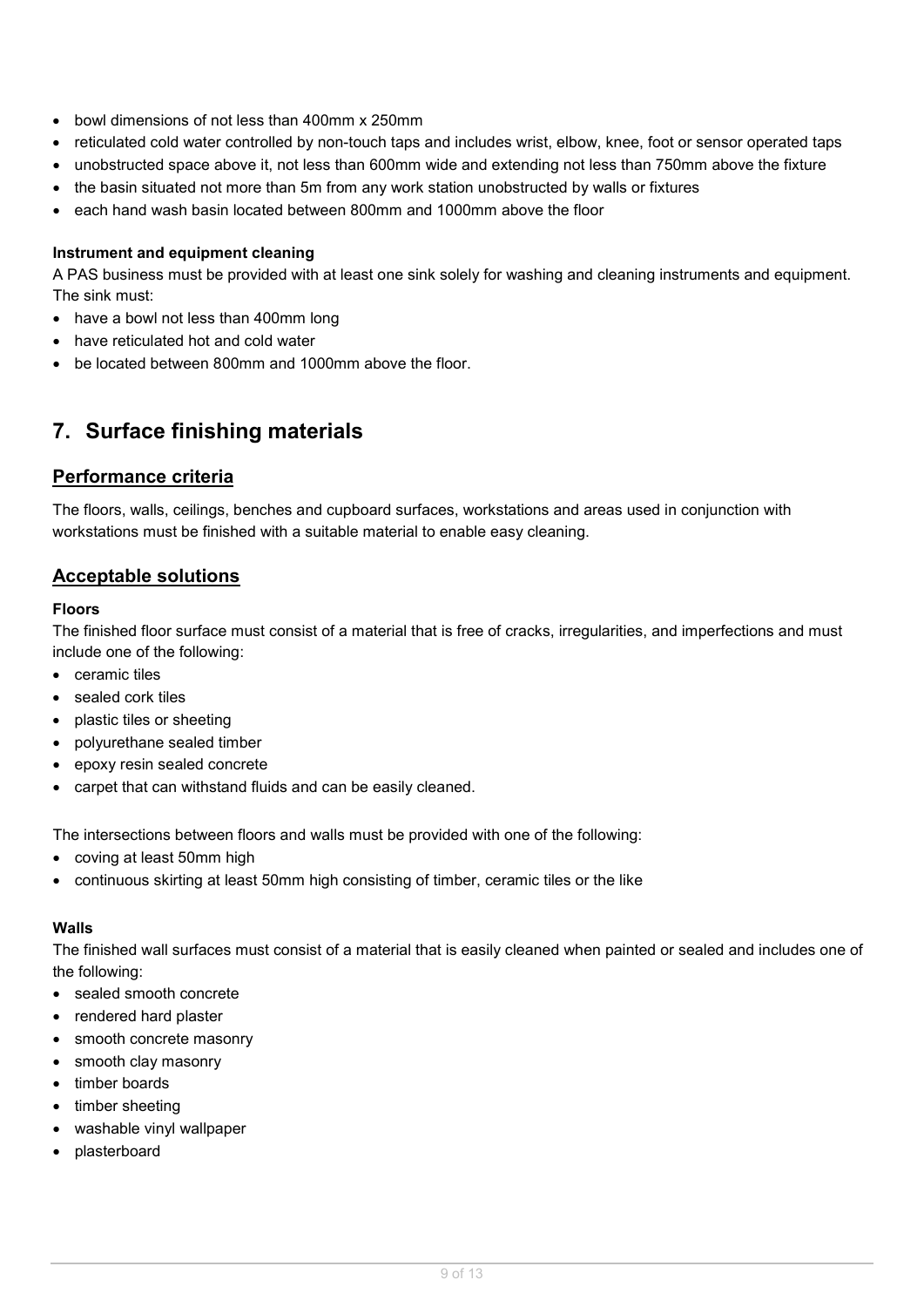- bowl dimensions of not less than 400mm x 250mm
- reticulated cold water controlled by non-touch taps and includes wrist, elbow, knee, foot or sensor operated taps
- unobstructed space above it, not less than 600mm wide and extending not less than 750mm above the fixture
- the basin situated not more than 5m from any work station unobstructed by walls or fixtures
- each hand wash basin located between 800mm and 1000mm above the floor

**Instrument and equipment cleaning**

A PAS business must be provided with at least one sink solely for washing and cleaning instruments and equipment. The sink must:

- have a bowl not less than 400mm long
- have reticulated hot and cold water
- be located between 800mm and 1000mm above the floor.

# 7. Surface finishing materials

## Performance criteria

The floors, walls, ceilings, benches and cupboard surfaces, workstations and areas used in conjunction with workstations must be finished with a suitable material to enable easy cleaning.

## Acceptable solutions

**Floors**

The finished floor surface must consist of a material that is free of cracks, irregularities, and imperfections and must include one of the following:

- ceramic tiles
- sealed cork tiles
- plastic tiles or sheeting
- polyurethane sealed timber
- epoxy resin sealed concrete
- carpet that can withstand fluids and can be easily cleaned.

The intersections between floors and walls must be provided with one of the following:

- coving at least 50mm high
- continuous skirting at least 50mm high consisting of timber, ceramic tiles or the like

**Walls**

The finished wall surfaces must consist of a material that is easily cleaned when painted or sealed and includes one of the following:

- sealed smooth concrete
- rendered hard plaster
- smooth concrete masonry
- smooth clay masonry
- timber boards
- timber sheeting
- washable vinyl wallpaper
- plasterboard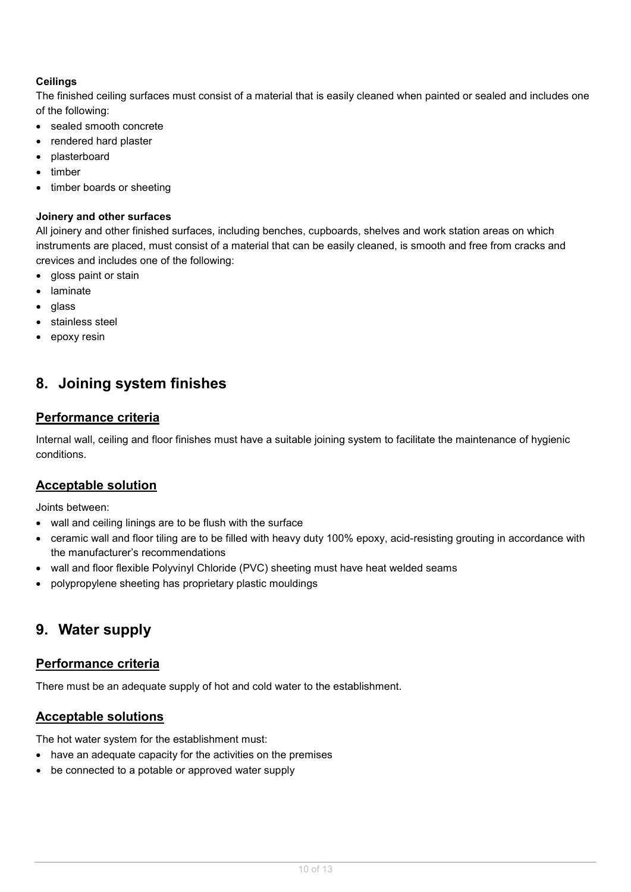#### Ceilings

The finished ceiling surfaces must consist of a material that is easily cleaned when painted or sealed and includes one of the following:

- sealed smooth concrete
- rendered hard plaster
- plasterboard
- timber
- timber boards or sheeting

#### Joinery and other surfaces

All joinery and other finished surfaces, including benches, cupboards, shelves and work station areas on which instruments are placed, must consist of a material that can be easily cleaned, is smooth and free from cracks and crevices and includes one of the following:

- gloss paint or stain
- laminate
- glass
- stainless steel
- epoxy resin

## 8. Joining system finishes

### Performance criteria

Internal wall, ceiling and floor finishes must have a suitable joining system to facilitate the maintenance of hygienic conditions.

### Acceptable solution

Joints between:

- wall and ceiling linings are to be flush with the surface
- ceramic wall and floor tiling are to be filled with heavy duty 100% epoxy, acid-resisting grouting in accordance with the manufacturer's recommendations
- wall and floor flexible Polyvinyl Chloride (PVC) sheeting must have heat welded seams
- polypropylene sheeting has proprietary plastic mouldings

## 9. Water supply

### Performance criteria

There must be an adequate supply of hot and cold water to the establishment.

### Acceptable solutions

The hot water system for the establishment must:

- have an adequate capacity for the activities on the premises
- be connected to a potable or approved water supply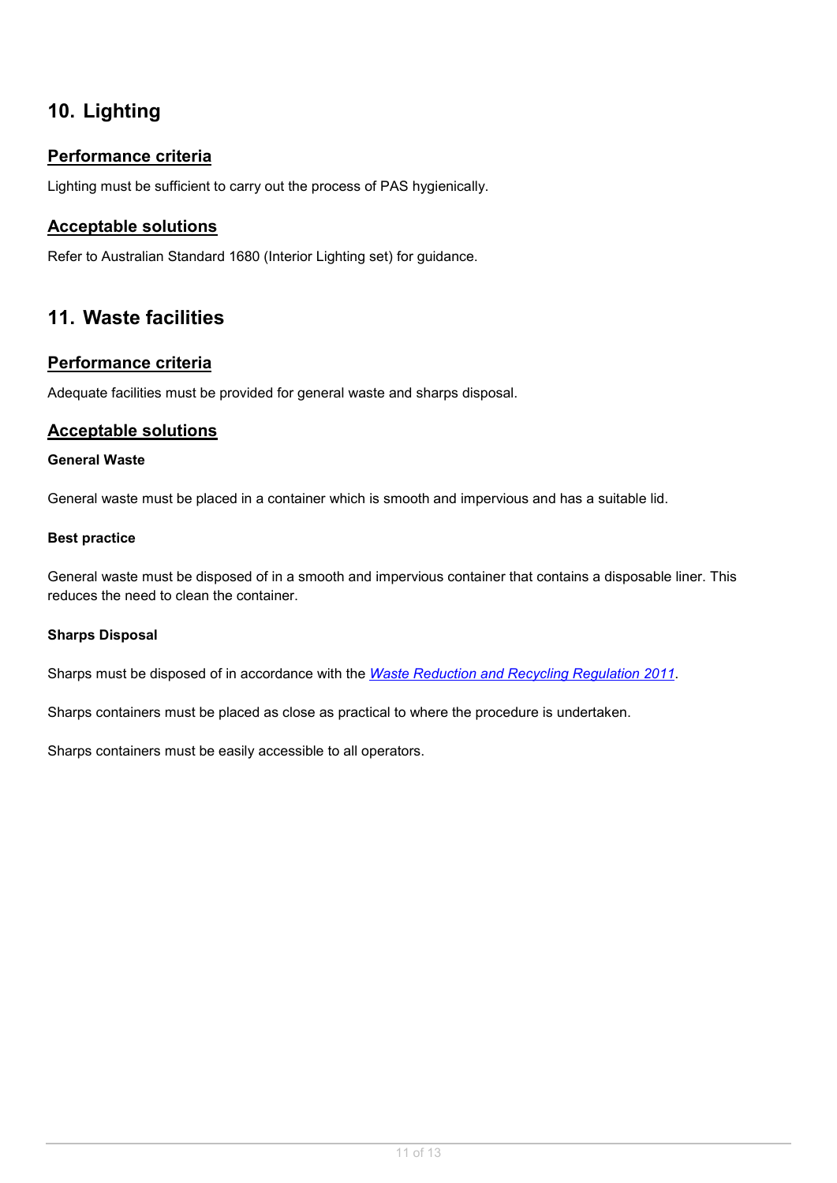## 10. Lighting

### Performance criteria

Lighting must be sufficient to carry out the process of PAS hygienically.

### Acceptable solutions

Refer to Australian Standard 1680 (Interior Lighting set) for guidance.

## 11. Waste facilities

### Performance criteria

Adequate facilities must be provided for general waste and sharps disposal.

### Acceptable solutions

**General Waste**

General waste must be placed in a container which is smooth and impervious and has a suitable lid.

**Best practice**

General waste must be disposed of in a smooth and impervious container that contains a disposable liner. This reduces the need to clean the container.

**Sharps Disposal**

Sharps must be disposed of in accordance with the *Waste Reduction and Recycling Regulation 2011*.

Sharps containers must be placed as close as practical to where the procedure is undertaken.

Sharps containers must be easily accessible to all operators.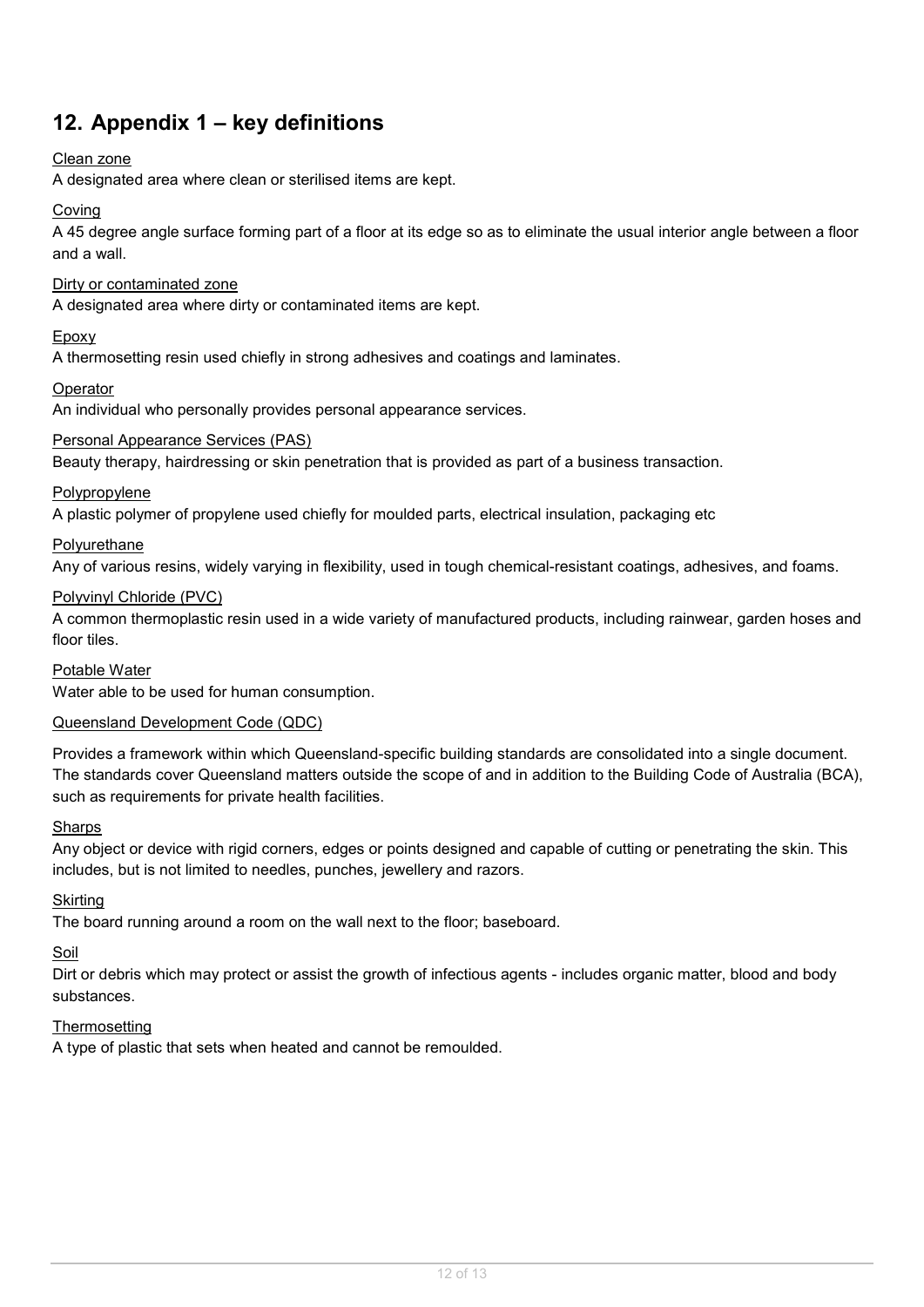## 12. Appendix 1 – key definitions

Clean zone

A designated area where clean or sterilised items are kept.

Coving

A 45 degree angle surface forming part of a floor at its edge so as to eliminate the usual interior angle between a floor and a wall.

Dirty or contaminated zone

A designated area where dirty or contaminated items are kept.

Epoxy

A thermosetting resin used chiefly in strong adhesives and coatings and laminates.

Operator

An individual who personally provides personal appearance services.

Personal Appearance Services (PAS)

Beauty therapy, hairdressing or skin penetration that is provided as part of a business transaction.

Polypropylene

A plastic polymer of propylene used chiefly for moulded parts, electrical insulation, packaging etc

Polyurethane

Any of various resins, widely varying in flexibility, used in tough chemical-resistant coatings, adhesives, and foams.

Polyvinyl Chloride (PVC)

A common thermoplastic resin used in a wide variety of manufactured products, including rainwear, garden hoses and floor tiles.

Potable Water

Water able to be used for human consumption.

Queensland Development Code (QDC)

Provides a framework within which Queensland-specific building standards are consolidated into a single document. The standards cover Queensland matters outside the scope of and in addition to the Building Code of Australia (BCA), such as requirements for private health facilities.

Sharps

Any object or device with rigid corners, edges or points designed and capable of cutting or penetrating the skin. This includes, but is not limited to needles, punches, jewellery and razors.

Skirting

The board running around a room on the wall next to the floor; baseboard.

Soil

Dirt or debris which may protect or assist the growth of infectious agents - includes organic matter, blood and body substances.

Thermosetting

A type of plastic that sets when heated and cannot be remoulded.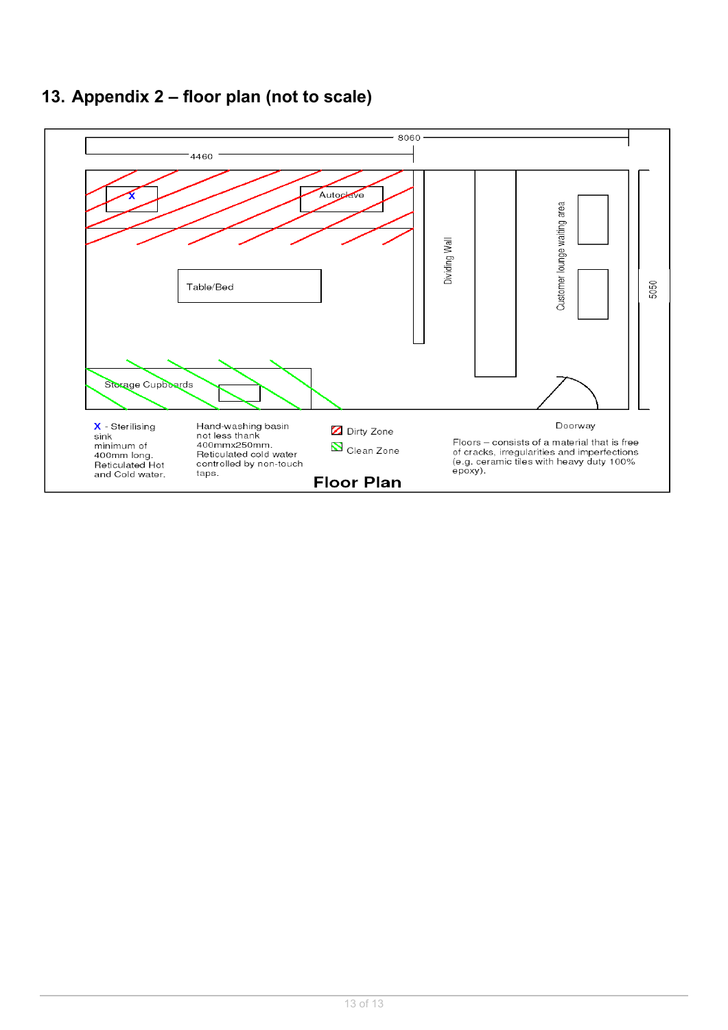## 13. Appendix 2 – floor plan (not to scale)

8060

4460

X

Autoclave

Table/Bed

Storage Cupboards

Dividing Wall

Customer lounge waiting area

5050

Doorway

X - Sterilising sink minimum of 400mm long. Reticulated Hot and Cold water.

Hand-washing basin not less thank 400mmx250mm. Reticulated cold water controlled by non-touch taps.

Dirty Zone

Clean Zone

Floors – consists of a material that is free of cracks, irregularities and imperfections (e.g. ceramic tiles with heavy duty 100% epoxy).

**Floor Plan**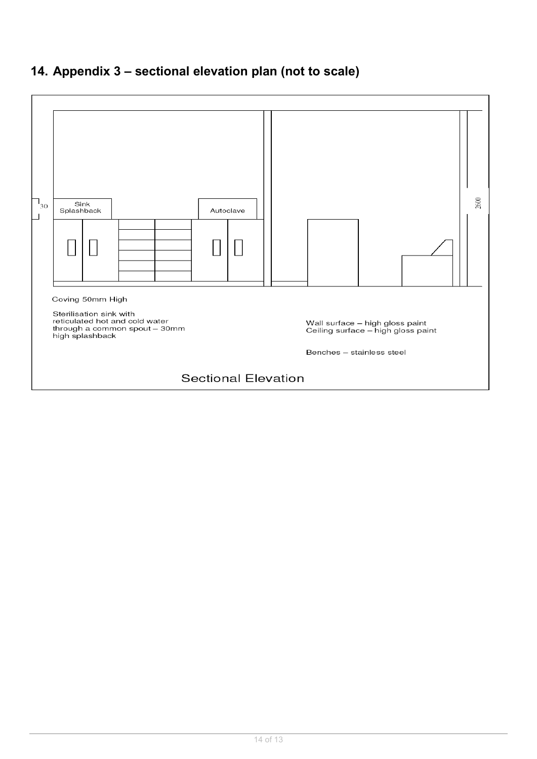## 14. Appendix 3 – sectional elevation plan (not to scale)

30

Sink Splashback

Autoclave

2600

Coving 50mm High

Sterilisation sink with reticulated hot and cold water through a common spout – 30mm high splashback

Wall surface – high gloss paint
Ceiling surface – high gloss paint

Benches – stainless steel

Sectional Elevation